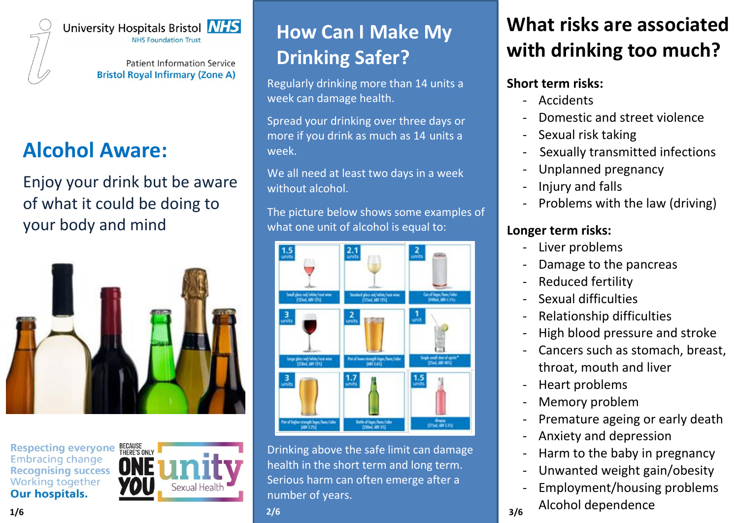University Hospitals Bristol NHS
NHS Foundation Trust

Patient Information Service
Bristol Royal Infirmary (Zone A)

# Alcohol Aware:

Enjoy your drink but be aware of what it could be doing to your body and mind

Respecting everyone
Embracing change
Recognising success
Working together
Our hospitals.

BECAUSE THERE'S ONLY ONE YOU

unity Sexual Health

# How Can I Make My Drinking Safer?

Regularly drinking more than 14 units a week can damage health.

Spread your drinking over three days or more if you drink as much as 14 units a week.

We all need at least two days in a week without alcohol.

The picture below shows some examples of what one unit of alcohol is equal to:

| Units | Drink |
|---|---|
| 1.5 units | Small glass red/white/rosé wine (125ml, ABV 12%) |
| 2.1 units | Standard glass red/white/rosé wine (175ml, ABV 12%) |
| 2 units | Can of lager/beer/cider (440ml, ABV 4.5%) |
| 3 units | Large glass red/white/rosé wine (250ml, ABV 12%) |
| 2 units | Pint of lower strength lager/beer/cider (ABV 3.6%) |
| 1 unit | Single small shot of spirits* (25ml, ABV 40%) |
| 3 units | Pint of higher strength lager/beer/cider (ABV 5.2%) |
| 1.7 units | Bottle of lager/beer/cider (330ml, ABV 5%) |
| 1.5 units | Alcopop (275ml, ABV 5.5%) |

Drinking above the safe limit can damage health in the short term and long term. Serious harm can often emerge after a number of years.

# What risks are associated with drinking too much?

**Short term risks:**

- Accidents
- Domestic and street violence
- Sexual risk taking
- Sexually transmitted infections
- Unplanned pregnancy
- Injury and falls
- Problems with the law (driving)

**Longer term risks:**

- Liver problems
- Damage to the pancreas
- Reduced fertility
- Sexual difficulties
- Relationship difficulties
- High blood pressure and stroke
- Cancers such as stomach, breast, throat, mouth and liver
- Heart problems
- Memory problem
- Premature ageing or early death
- Anxiety and depression
- Harm to the baby in pregnancy
- Unwanted weight gain/obesity
- Employment/housing problems
- Alcohol dependence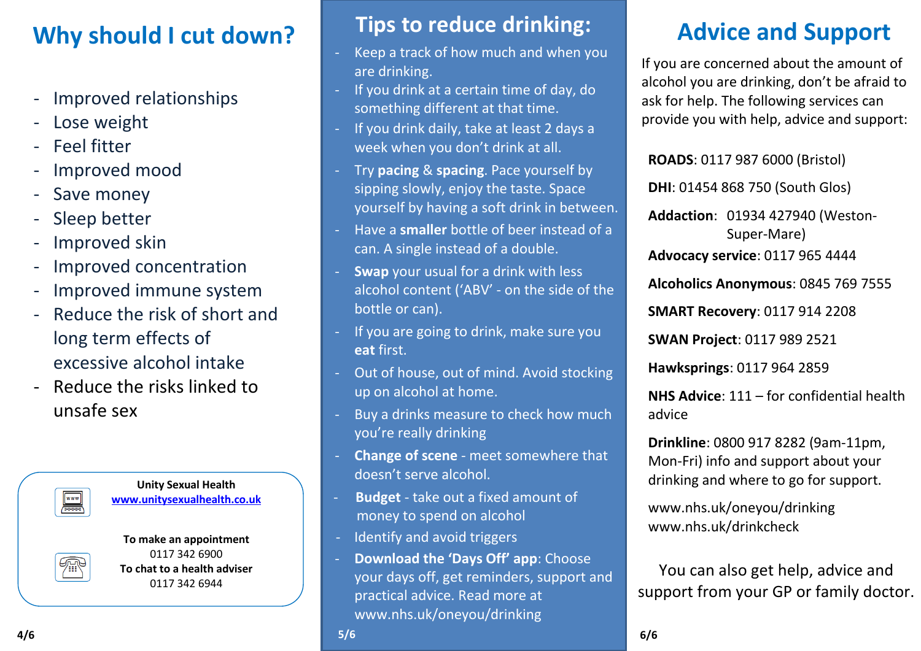## Why should I cut down?

- Improved relationships
- Lose weight
- Feel fitter
- Improved mood
- Save money
- Sleep better
- Improved skin
- Improved concentration
- Improved immune system
- Reduce the risk of short and long term effects of excessive alcohol intake
- Reduce the risks linked to unsafe sex

**Unity Sexual Health**
[www.unitysexualhealth.co.uk](http://www.unitysexualhealth.co.uk)

**To make an appointment**
0117 342 6900
**To chat to a health adviser**
0117 342 6944

## Tips to reduce drinking:

- Keep a track of how much and when you are drinking.
- If you drink at a certain time of day, do something different at that time.
- If you drink daily, take at least 2 days a week when you don't drink at all.
- Try **pacing** & **spacing**. Pace yourself by sipping slowly, enjoy the taste. Space yourself by having a soft drink in between.
- Have a **smaller** bottle of beer instead of a can. A single instead of a double.
- **Swap** your usual for a drink with less alcohol content ('ABV' - on the side of the bottle or can).
- If you are going to drink, make sure you **eat** first.
- Out of house, out of mind. Avoid stocking up on alcohol at home.
- Buy a drinks measure to check how much you're really drinking
- **Change of scene** - meet somewhere that doesn't serve alcohol.
- **Budget** - take out a fixed amount of money to spend on alcohol
- Identify and avoid triggers
- **Download the 'Days Off' app**: Choose your days off, get reminders, support and practical advice. Read more at www.nhs.uk/oneyou/drinking

## Advice and Support

If you are concerned about the amount of alcohol you are drinking, don't be afraid to ask for help. The following services can provide you with help, advice and support:

**ROADS**: 0117 987 6000 (Bristol)

**DHI**: 01454 868 750 (South Glos)

**Addaction**: 01934 427940 (Weston-Super-Mare)

**Advocacy service**: 0117 965 4444

**Alcoholics Anonymous**: 0845 769 7555

**SMART Recovery**: 0117 914 2208

**SWAN Project**: 0117 989 2521

**Hawksprings**: 0117 964 2859

**NHS Advice**: 111 – for confidential health advice

**Drinkline**: 0800 917 8282 (9am-11pm, Mon-Fri) info and support about your drinking and where to go for support.

www.nhs.uk/oneyou/drinking
www.nhs.uk/drinkcheck

You can also get help, advice and support from your GP or family doctor.